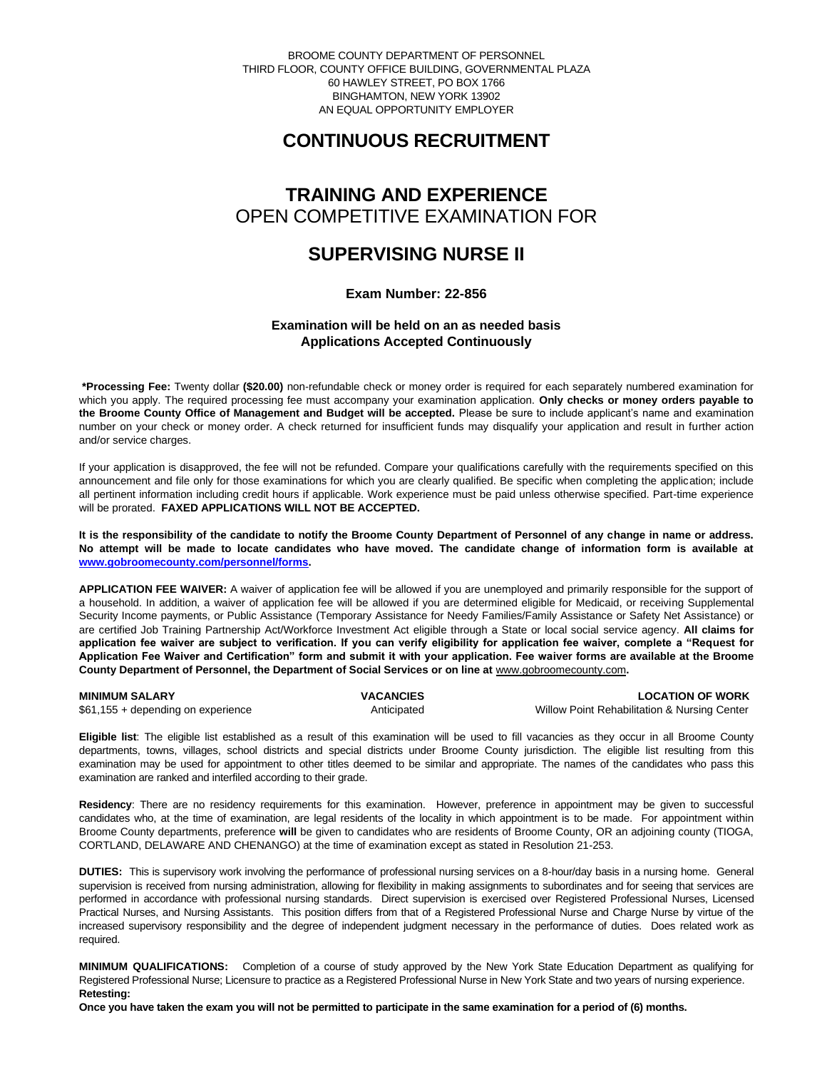BROOME COUNTY DEPARTMENT OF PERSONNEL
THIRD FLOOR, COUNTY OFFICE BUILDING, GOVERNMENTAL PLAZA
60 HAWLEY STREET, PO BOX 1766
BINGHAMTON, NEW YORK 13902
AN EQUAL OPPORTUNITY EMPLOYER

# CONTINUOUS RECRUITMENT

# TRAINING AND EXPERIENCE
OPEN COMPETITIVE EXAMINATION FOR

# SUPERVISING NURSE II

**Exam Number: 22-856**

**Examination will be held on an as needed basis**
**Applications Accepted Continuously**

**\*Processing Fee:** Twenty dollar **($20.00)** non-refundable check or money order is required for each separately numbered examination for which you apply. The required processing fee must accompany your examination application. **Only checks or money orders payable to the Broome County Office of Management and Budget will be accepted.** Please be sure to include applicant's name and examination number on your check or money order. A check returned for insufficient funds may disqualify your application and result in further action and/or service charges.

If your application is disapproved, the fee will not be refunded. Compare your qualifications carefully with the requirements specified on this announcement and file only for those examinations for which you are clearly qualified. Be specific when completing the application; include all pertinent information including credit hours if applicable. Work experience must be paid unless otherwise specified. Part-time experience will be prorated. **FAXED APPLICATIONS WILL NOT BE ACCEPTED.**

**It is the responsibility of the candidate to notify the Broome County Department of Personnel of any change in name or address. No attempt will be made to locate candidates who have moved. The candidate change of information form is available at www.gobroomecounty.com/personnel/forms.**

**APPLICATION FEE WAIVER:** A waiver of application fee will be allowed if you are unemployed and primarily responsible for the support of a household. In addition, a waiver of application fee will be allowed if you are determined eligible for Medicaid, or receiving Supplemental Security Income payments, or Public Assistance (Temporary Assistance for Needy Families/Family Assistance or Safety Net Assistance) or are certified Job Training Partnership Act/Workforce Investment Act eligible through a State or local social service agency. **All claims for application fee waiver are subject to verification. If you can verify eligibility for application fee waiver, complete a "Request for Application Fee Waiver and Certification" form and submit it with your application. Fee waiver forms are available at the Broome County Department of Personnel, the Department of Social Services or on line at** www.gobroomecounty.com**.**

| MINIMUM SALARY | VACANCIES | LOCATION OF WORK |
|---|---|---|
| $61,155 + depending on experience | Anticipated | Willow Point Rehabilitation & Nursing Center |

**Eligible list**: The eligible list established as a result of this examination will be used to fill vacancies as they occur in all Broome County departments, towns, villages, school districts and special districts under Broome County jurisdiction. The eligible list resulting from this examination may be used for appointment to other titles deemed to be similar and appropriate. The names of the candidates who pass this examination are ranked and interfiled according to their grade.

**Residency**: There are no residency requirements for this examination. However, preference in appointment may be given to successful candidates who, at the time of examination, are legal residents of the locality in which appointment is to be made. For appointment within Broome County departments, preference **will** be given to candidates who are residents of Broome County, OR an adjoining county (TIOGA, CORTLAND, DELAWARE AND CHENANGO) at the time of examination except as stated in Resolution 21-253.

**DUTIES:** This is supervisory work involving the performance of professional nursing services on a 8-hour/day basis in a nursing home. General supervision is received from nursing administration, allowing for flexibility in making assignments to subordinates and for seeing that services are performed in accordance with professional nursing standards. Direct supervision is exercised over Registered Professional Nurses, Licensed Practical Nurses, and Nursing Assistants. This position differs from that of a Registered Professional Nurse and Charge Nurse by virtue of the increased supervisory responsibility and the degree of independent judgment necessary in the performance of duties. Does related work as required.

**MINIMUM QUALIFICATIONS:** Completion of a course of study approved by the New York State Education Department as qualifying for Registered Professional Nurse; Licensure to practice as a Registered Professional Nurse in New York State and two years of nursing experience.

**Retesting:**

**Once you have taken the exam you will not be permitted to participate in the same examination for a period of (6) months.**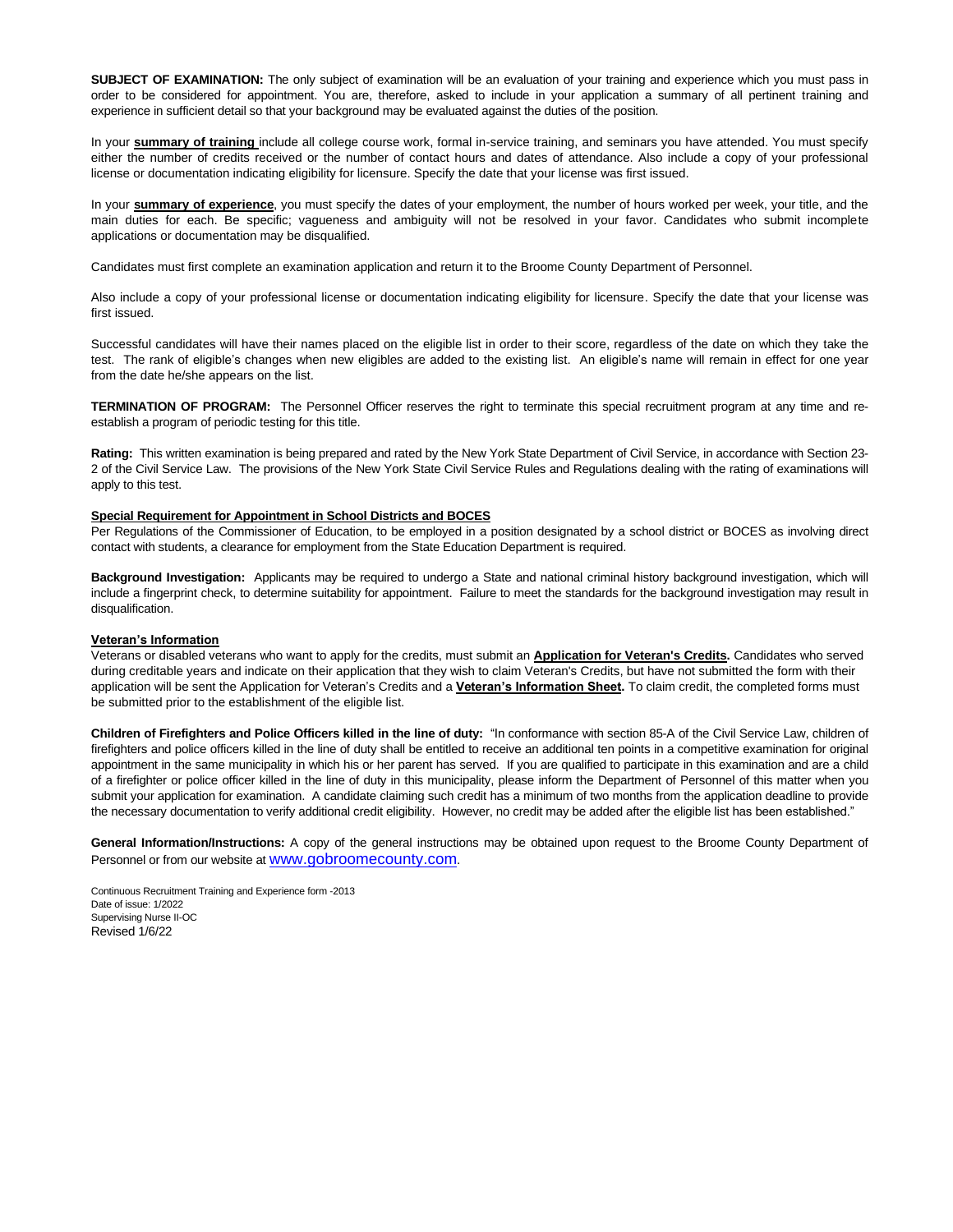**SUBJECT OF EXAMINATION:** The only subject of examination will be an evaluation of your training and experience which you must pass in order to be considered for appointment. You are, therefore, asked to include in your application a summary of all pertinent training and experience in sufficient detail so that your background may be evaluated against the duties of the position.

In your **summary of training** include all college course work, formal in-service training, and seminars you have attended. You must specify either the number of credits received or the number of contact hours and dates of attendance. Also include a copy of your professional license or documentation indicating eligibility for licensure. Specify the date that your license was first issued.

In your **summary of experience**, you must specify the dates of your employment, the number of hours worked per week, your title, and the main duties for each. Be specific; vagueness and ambiguity will not be resolved in your favor. Candidates who submit incomplete applications or documentation may be disqualified.

Candidates must first complete an examination application and return it to the Broome County Department of Personnel.

Also include a copy of your professional license or documentation indicating eligibility for licensure. Specify the date that your license was first issued.

Successful candidates will have their names placed on the eligible list in order to their score, regardless of the date on which they take the test. The rank of eligible's changes when new eligibles are added to the existing list. An eligible's name will remain in effect for one year from the date he/she appears on the list.

**TERMINATION OF PROGRAM:** The Personnel Officer reserves the right to terminate this special recruitment program at any time and re-establish a program of periodic testing for this title.

**Rating:** This written examination is being prepared and rated by the New York State Department of Civil Service, in accordance with Section 23-2 of the Civil Service Law. The provisions of the New York State Civil Service Rules and Regulations dealing with the rating of examinations will apply to this test.

**Special Requirement for Appointment in School Districts and BOCES**

Per Regulations of the Commissioner of Education, to be employed in a position designated by a school district or BOCES as involving direct contact with students, a clearance for employment from the State Education Department is required.

**Background Investigation:** Applicants may be required to undergo a State and national criminal history background investigation, which will include a fingerprint check, to determine suitability for appointment. Failure to meet the standards for the background investigation may result in disqualification.

**Veteran's Information**

Veterans or disabled veterans who want to apply for the credits, must submit an **Application for Veteran's Credits.** Candidates who served during creditable years and indicate on their application that they wish to claim Veteran's Credits, but have not submitted the form with their application will be sent the Application for Veteran's Credits and a **Veteran's Information Sheet.** To claim credit, the completed forms must be submitted prior to the establishment of the eligible list.

**Children of Firefighters and Police Officers killed in the line of duty:** "In conformance with section 85-A of the Civil Service Law, children of firefighters and police officers killed in the line of duty shall be entitled to receive an additional ten points in a competitive examination for original appointment in the same municipality in which his or her parent has served. If you are qualified to participate in this examination and are a child of a firefighter or police officer killed in the line of duty in this municipality, please inform the Department of Personnel of this matter when you submit your application for examination. A candidate claiming such credit has a minimum of two months from the application deadline to provide the necessary documentation to verify additional credit eligibility. However, no credit may be added after the eligible list has been established."

**General Information/Instructions:** A copy of the general instructions may be obtained upon request to the Broome County Department of Personnel or from our website at www.gobroomecounty.com.

Continuous Recruitment Training and Experience form -2013
Date of issue: 1/2022
Supervising Nurse II-OC
Revised 1/6/22